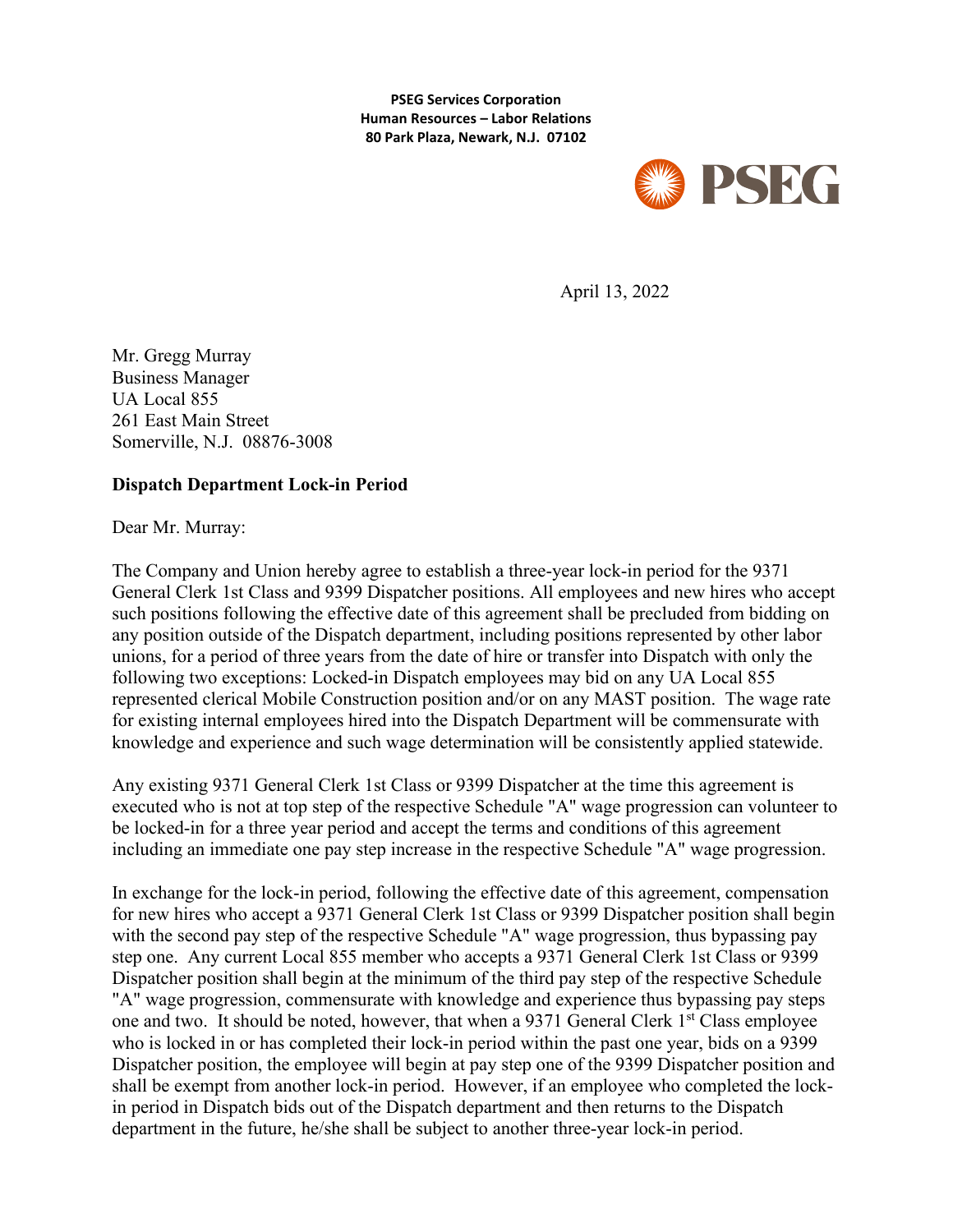**PSEG Services Corporation**
**Human Resources – Labor Relations**
**80 Park Plaza, Newark, N.J. 07102**

PSEG

April 13, 2022

Mr. Gregg Murray
Business Manager
UA Local 855
261 East Main Street
Somerville, N.J. 08876-3008

**Dispatch Department Lock-in Period**

Dear Mr. Murray:

The Company and Union hereby agree to establish a three-year lock-in period for the 9371 General Clerk 1st Class and 9399 Dispatcher positions. All employees and new hires who accept such positions following the effective date of this agreement shall be precluded from bidding on any position outside of the Dispatch department, including positions represented by other labor unions, for a period of three years from the date of hire or transfer into Dispatch with only the following two exceptions: Locked-in Dispatch employees may bid on any UA Local 855 represented clerical Mobile Construction position and/or on any MAST position. The wage rate for existing internal employees hired into the Dispatch Department will be commensurate with knowledge and experience and such wage determination will be consistently applied statewide.

Any existing 9371 General Clerk 1st Class or 9399 Dispatcher at the time this agreement is executed who is not at top step of the respective Schedule "A" wage progression can volunteer to be locked-in for a three year period and accept the terms and conditions of this agreement including an immediate one pay step increase in the respective Schedule "A" wage progression.

In exchange for the lock-in period, following the effective date of this agreement, compensation for new hires who accept a 9371 General Clerk 1st Class or 9399 Dispatcher position shall begin with the second pay step of the respective Schedule "A" wage progression, thus bypassing pay step one. Any current Local 855 member who accepts a 9371 General Clerk 1st Class or 9399 Dispatcher position shall begin at the minimum of the third pay step of the respective Schedule "A" wage progression, commensurate with knowledge and experience thus bypassing pay steps one and two. It should be noted, however, that when a 9371 General Clerk 1st Class employee who is locked in or has completed their lock-in period within the past one year, bids on a 9399 Dispatcher position, the employee will begin at pay step one of the 9399 Dispatcher position and shall be exempt from another lock-in period. However, if an employee who completed the lock-in period in Dispatch bids out of the Dispatch department and then returns to the Dispatch department in the future, he/she shall be subject to another three-year lock-in period.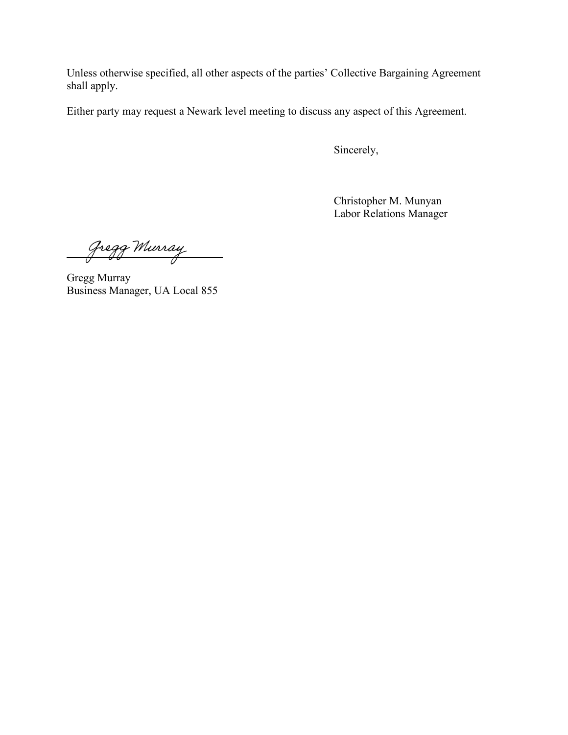Unless otherwise specified, all other aspects of the parties' Collective Bargaining Agreement shall apply.

Either party may request a Newark level meeting to discuss any aspect of this Agreement.

Sincerely,

Christopher M. Munyan
Labor Relations Manager

Gregg Murray

Gregg Murray
Business Manager, UA Local 855